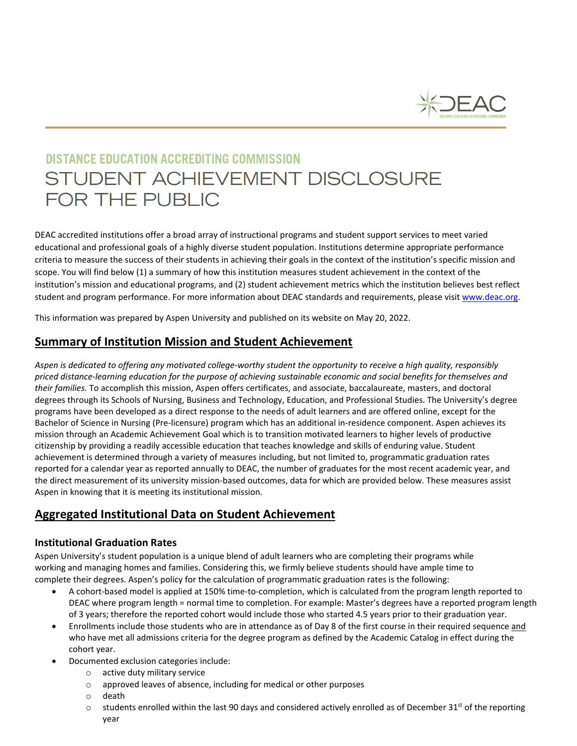# DISTANCE EDUCATION ACCREDITING COMMISSION

# STUDENT ACHIEVEMENT DISCLOSURE FOR THE PUBLIC

DEAC accredited institutions offer a broad array of instructional programs and student support services to meet varied educational and professional goals of a highly diverse student population. Institutions determine appropriate performance criteria to measure the success of their students in achieving their goals in the context of the institution's specific mission and scope. You will find below (1) a summary of how this institution measures student achievement in the context of the institution's mission and educational programs, and (2) student achievement metrics which the institution believes best reflect student and program performance. For more information about DEAC standards and requirements, please visit www.deac.org.

This information was prepared by Aspen University and published on its website on May 20, 2022.

## Summary of Institution Mission and Student Achievement

*Aspen is dedicated to offering any motivated college-worthy student the opportunity to receive a high quality, responsibly priced distance-learning education for the purpose of achieving sustainable economic and social benefits for themselves and their families.* To accomplish this mission, Aspen offers certificates, and associate, baccalaureate, masters, and doctoral degrees through its Schools of Nursing, Business and Technology, Education, and Professional Studies. The University's degree programs have been developed as a direct response to the needs of adult learners and are offered online, except for the Bachelor of Science in Nursing (Pre-licensure) program which has an additional in-residence component. Aspen achieves its mission through an Academic Achievement Goal which is to transition motivated learners to higher levels of productive citizenship by providing a readily accessible education that teaches knowledge and skills of enduring value. Student achievement is determined through a variety of measures including, but not limited to, programmatic graduation rates reported for a calendar year as reported annually to DEAC, the number of graduates for the most recent academic year, and the direct measurement of its university mission-based outcomes, data for which are provided below. These measures assist Aspen in knowing that it is meeting its institutional mission.

## Aggregated Institutional Data on Student Achievement

### Institutional Graduation Rates

Aspen University's student population is a unique blend of adult learners who are completing their programs while working and managing homes and families. Considering this, we firmly believe students should have ample time to complete their degrees. Aspen's policy for the calculation of programmatic graduation rates is the following:

- A cohort-based model is applied at 150% time-to-completion, which is calculated from the program length reported to DEAC where program length = normal time to completion. For example: Master's degrees have a reported program length of 3 years; therefore the reported cohort would include those who started 4.5 years prior to their graduation year.
- Enrollments include those students who are in attendance as of Day 8 of the first course in their required sequence and who have met all admissions criteria for the degree program as defined by the Academic Catalog in effect during the cohort year.
- Documented exclusion categories include:
    - active duty military service
    - approved leaves of absence, including for medical or other purposes
    - death
    - students enrolled within the last 90 days and considered actively enrolled as of December 31st of the reporting year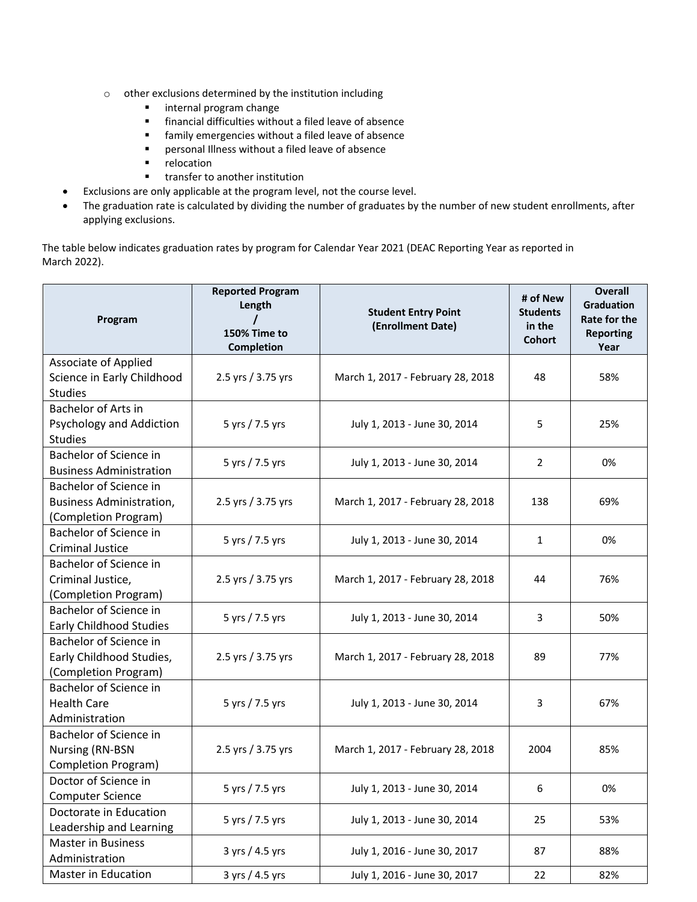- other exclusions determined by the institution including
  - internal program change
  - financial difficulties without a filed leave of absence
  - family emergencies without a filed leave of absence
  - personal Illness without a filed leave of absence
  - relocation
  - transfer to another institution
- Exclusions are only applicable at the program level, not the course level.
- The graduation rate is calculated by dividing the number of graduates by the number of new student enrollments, after applying exclusions.

The table below indicates graduation rates by program for Calendar Year 2021 (DEAC Reporting Year as reported in March 2022).

| Program | Reported Program Length / 150% Time to Completion | Student Entry Point (Enrollment Date) | # of New Students in the Cohort | Overall Graduation Rate for the Reporting Year |
|---|---|---|---|---|
| Associate of Applied Science in Early Childhood Studies | 2.5 yrs / 3.75 yrs | March 1, 2017 - February 28, 2018 | 48 | 58% |
| Bachelor of Arts in Psychology and Addiction Studies | 5 yrs / 7.5 yrs | July 1, 2013 - June 30, 2014 | 5 | 25% |
| Bachelor of Science in Business Administration | 5 yrs / 7.5 yrs | July 1, 2013 - June 30, 2014 | 2 | 0% |
| Bachelor of Science in Business Administration, (Completion Program) | 2.5 yrs / 3.75 yrs | March 1, 2017 - February 28, 2018 | 138 | 69% |
| Bachelor of Science in Criminal Justice | 5 yrs / 7.5 yrs | July 1, 2013 - June 30, 2014 | 1 | 0% |
| Bachelor of Science in Criminal Justice, (Completion Program) | 2.5 yrs / 3.75 yrs | March 1, 2017 - February 28, 2018 | 44 | 76% |
| Bachelor of Science in Early Childhood Studies | 5 yrs / 7.5 yrs | July 1, 2013 - June 30, 2014 | 3 | 50% |
| Bachelor of Science in Early Childhood Studies, (Completion Program) | 2.5 yrs / 3.75 yrs | March 1, 2017 - February 28, 2018 | 89 | 77% |
| Bachelor of Science in Health Care Administration | 5 yrs / 7.5 yrs | July 1, 2013 - June 30, 2014 | 3 | 67% |
| Bachelor of Science in Nursing (RN-BSN Completion Program) | 2.5 yrs / 3.75 yrs | March 1, 2017 - February 28, 2018 | 2004 | 85% |
| Doctor of Science in Computer Science | 5 yrs / 7.5 yrs | July 1, 2013 - June 30, 2014 | 6 | 0% |
| Doctorate in Education Leadership and Learning | 5 yrs / 7.5 yrs | July 1, 2013 - June 30, 2014 | 25 | 53% |
| Master in Business Administration | 3 yrs / 4.5 yrs | July 1, 2016 - June 30, 2017 | 87 | 88% |
| Master in Education | 3 yrs / 4.5 yrs | July 1, 2016 - June 30, 2017 | 22 | 82% |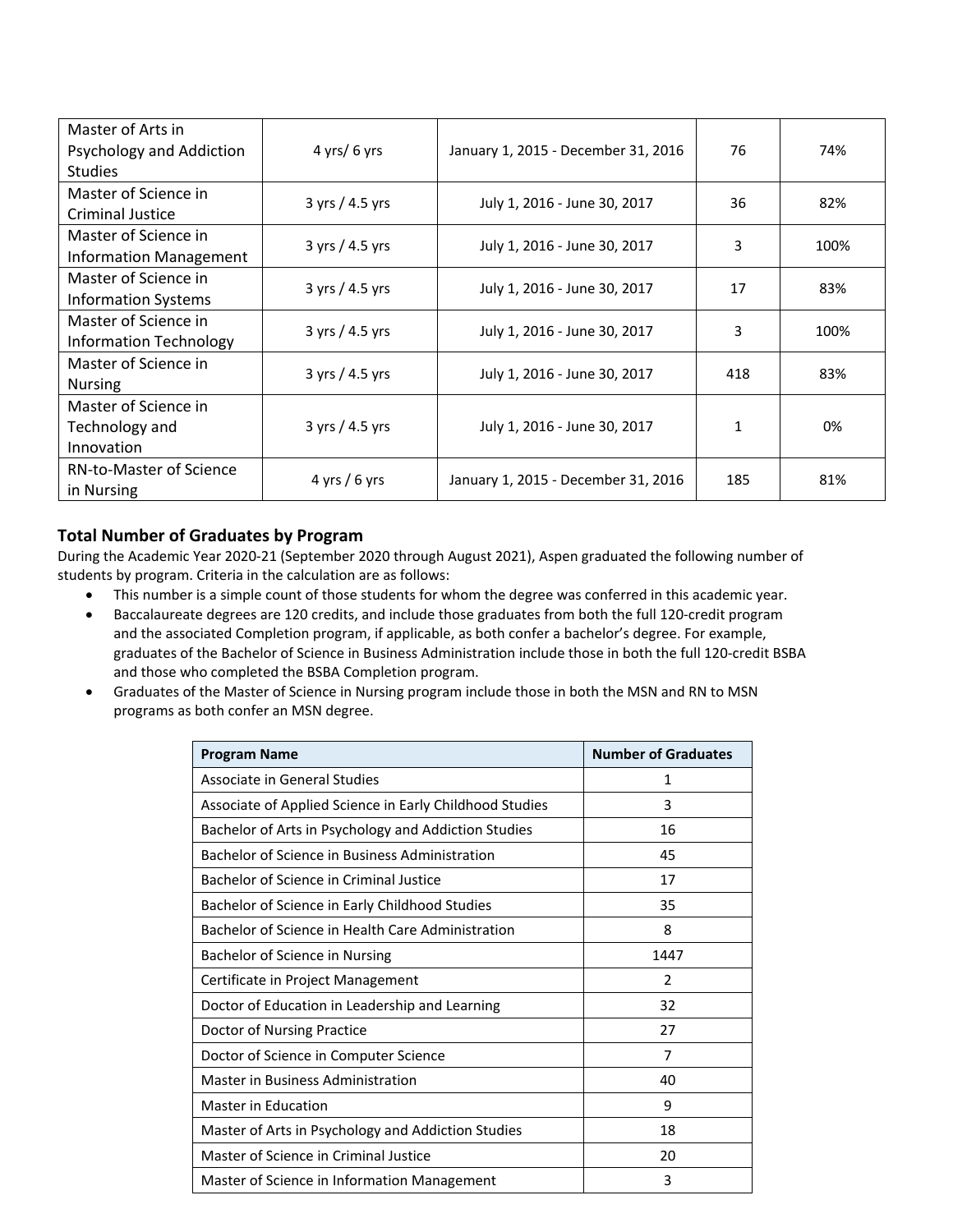| Master of Arts in Psychology and Addiction Studies | 4 yrs/ 6 yrs | January 1, 2015 - December 31, 2016 | 76 | 74% |
|---|---|---|---|---|
| Master of Science in Criminal Justice | 3 yrs / 4.5 yrs | July 1, 2016 - June 30, 2017 | 36 | 82% |
| Master of Science in Information Management | 3 yrs / 4.5 yrs | July 1, 2016 - June 30, 2017 | 3 | 100% |
| Master of Science in Information Systems | 3 yrs / 4.5 yrs | July 1, 2016 - June 30, 2017 | 17 | 83% |
| Master of Science in Information Technology | 3 yrs / 4.5 yrs | July 1, 2016 - June 30, 2017 | 3 | 100% |
| Master of Science in Nursing | 3 yrs / 4.5 yrs | July 1, 2016 - June 30, 2017 | 418 | 83% |
| Master of Science in Technology and Innovation | 3 yrs / 4.5 yrs | July 1, 2016 - June 30, 2017 | 1 | 0% |
| RN-to-Master of Science in Nursing | 4 yrs / 6 yrs | January 1, 2015 - December 31, 2016 | 185 | 81% |

## Total Number of Graduates by Program

During the Academic Year 2020-21 (September 2020 through August 2021), Aspen graduated the following number of students by program. Criteria in the calculation are as follows:

- This number is a simple count of those students for whom the degree was conferred in this academic year.
- Baccalaureate degrees are 120 credits, and include those graduates from both the full 120-credit program and the associated Completion program, if applicable, as both confer a bachelor's degree. For example, graduates of the Bachelor of Science in Business Administration include those in both the full 120-credit BSBA and those who completed the BSBA Completion program.
- Graduates of the Master of Science in Nursing program include those in both the MSN and RN to MSN programs as both confer an MSN degree.

| Program Name | Number of Graduates |
|---|---|
| Associate in General Studies | 1 |
| Associate of Applied Science in Early Childhood Studies | 3 |
| Bachelor of Arts in Psychology and Addiction Studies | 16 |
| Bachelor of Science in Business Administration | 45 |
| Bachelor of Science in Criminal Justice | 17 |
| Bachelor of Science in Early Childhood Studies | 35 |
| Bachelor of Science in Health Care Administration | 8 |
| Bachelor of Science in Nursing | 1447 |
| Certificate in Project Management | 2 |
| Doctor of Education in Leadership and Learning | 32 |
| Doctor of Nursing Practice | 27 |
| Doctor of Science in Computer Science | 7 |
| Master in Business Administration | 40 |
| Master in Education | 9 |
| Master of Arts in Psychology and Addiction Studies | 18 |
| Master of Science in Criminal Justice | 20 |
| Master of Science in Information Management | 3 |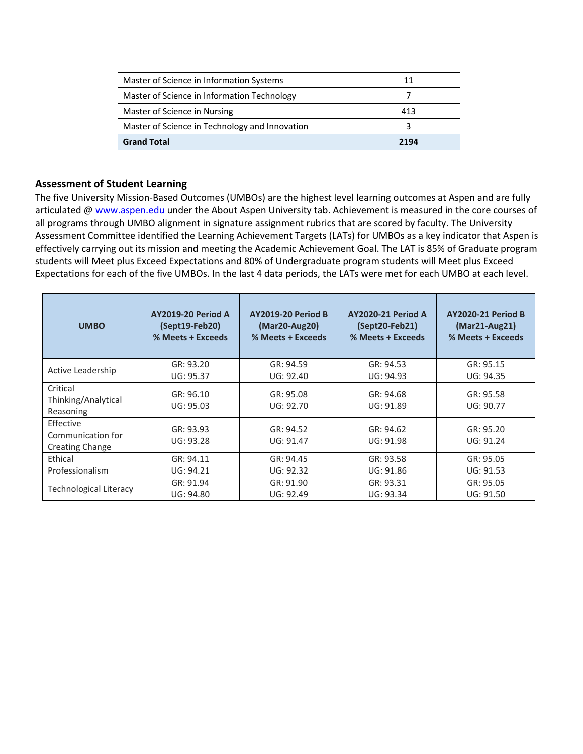| | |
|---|---|
| Master of Science in Information Systems | 11 |
| Master of Science in Information Technology | 7 |
| Master of Science in Nursing | 413 |
| Master of Science in Technology and Innovation | 3 |
| **Grand Total** | **2194** |

### Assessment of Student Learning

The five University Mission-Based Outcomes (UMBOs) are the highest level learning outcomes at Aspen and are fully articulated @ www.aspen.edu under the About Aspen University tab. Achievement is measured in the core courses of all programs through UMBO alignment in signature assignment rubrics that are scored by faculty. The University Assessment Committee identified the Learning Achievement Targets (LATs) for UMBOs as a key indicator that Aspen is effectively carrying out its mission and meeting the Academic Achievement Goal. The LAT is 85% of Graduate program students will Meet plus Exceed Expectations and 80% of Undergraduate program students will Meet plus Exceed Expectations for each of the five UMBOs. In the last 4 data periods, the LATs were met for each UMBO at each level.

| UMBO | AY2019-20 Period A (Sept19-Feb20) % Meets + Exceeds | AY2019-20 Period B (Mar20-Aug20) % Meets + Exceeds | AY2020-21 Period A (Sept20-Feb21) % Meets + Exceeds | AY2020-21 Period B (Mar21-Aug21) % Meets + Exceeds |
|---|---|---|---|---|
| Active Leadership | GR: 93.20<br>UG: 95.37 | GR: 94.59<br>UG: 92.40 | GR: 94.53<br>UG: 94.93 | GR: 95.15<br>UG: 94.35 |
| Critical Thinking/Analytical Reasoning | GR: 96.10<br>UG: 95.03 | GR: 95.08<br>UG: 92.70 | GR: 94.68<br>UG: 91.89 | GR: 95.58<br>UG: 90.77 |
| Effective Communication for Creating Change | GR: 93.93<br>UG: 93.28 | GR: 94.52<br>UG: 91.47 | GR: 94.62<br>UG: 91.98 | GR: 95.20<br>UG: 91.24 |
| Ethical Professionalism | GR: 94.11<br>UG: 94.21 | GR: 94.45<br>UG: 92.32 | GR: 93.58<br>UG: 91.86 | GR: 95.05<br>UG: 91.53 |
| Technological Literacy | GR: 91.94<br>UG: 94.80 | GR: 91.90<br>UG: 92.49 | GR: 93.31<br>UG: 93.34 | GR: 95.05<br>UG: 91.50 |